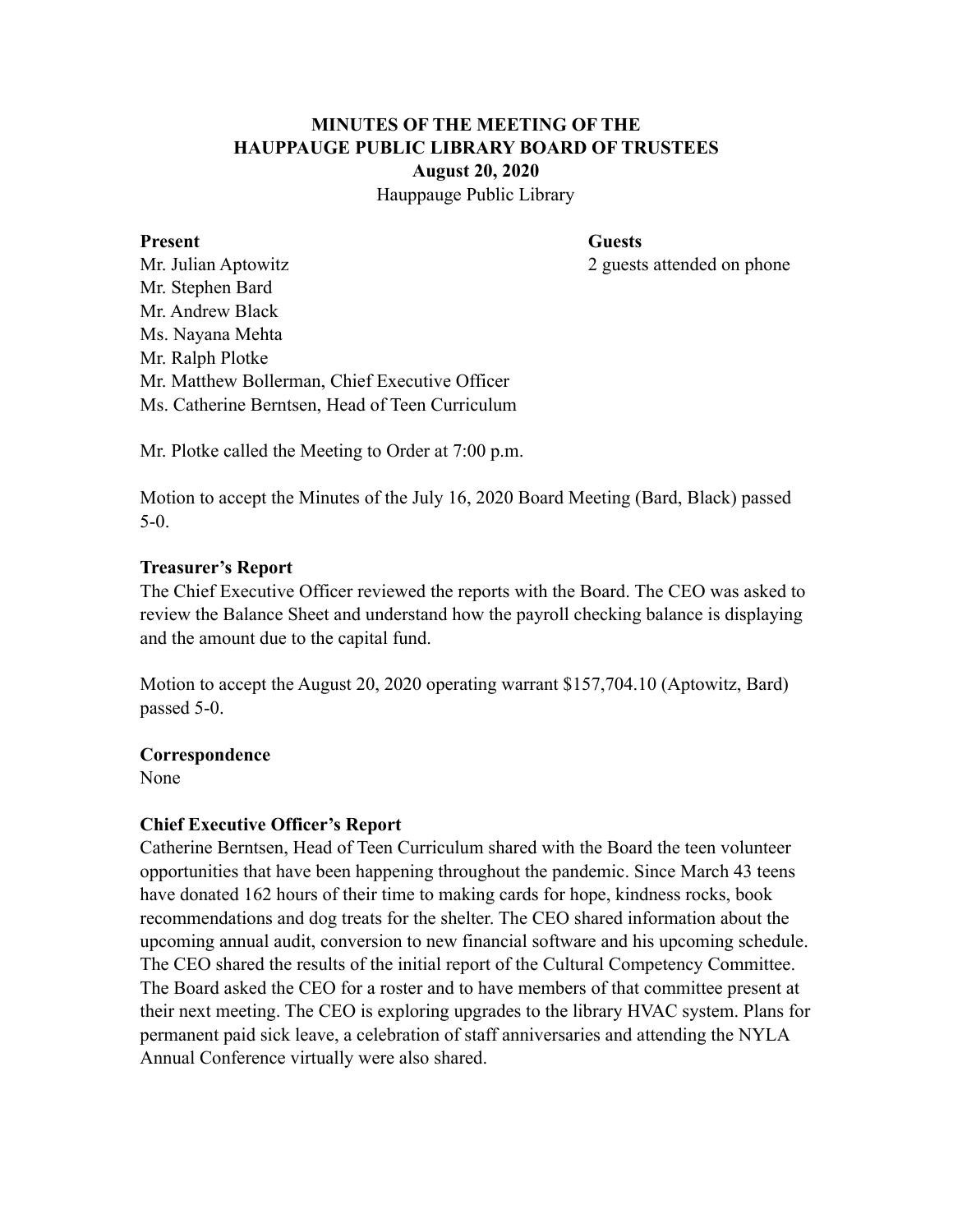**MINUTES OF THE MEETING OF THE**
**HAUPPAUGE PUBLIC LIBRARY BOARD OF TRUSTEES**
**August 20, 2020**
Hauppauge Public Library

**Present**
Mr. Julian Aptowitz
Mr. Stephen Bard
Mr. Andrew Black
Ms. Nayana Mehta
Mr. Ralph Plotke
Mr. Matthew Bollerman, Chief Executive Officer
Ms. Catherine Berntsen, Head of Teen Curriculum

**Guests**
2 guests attended on phone

Mr. Plotke called the Meeting to Order at 7:00 p.m.

Motion to accept the Minutes of the July 16, 2020 Board Meeting (Bard, Black) passed 5-0.

**Treasurer's Report**
The Chief Executive Officer reviewed the reports with the Board. The CEO was asked to review the Balance Sheet and understand how the payroll checking balance is displaying and the amount due to the capital fund.

Motion to accept the August 20, 2020 operating warrant $157,704.10 (Aptowitz, Bard) passed 5-0.

**Correspondence**
None

**Chief Executive Officer's Report**
Catherine Berntsen, Head of Teen Curriculum shared with the Board the teen volunteer opportunities that have been happening throughout the pandemic. Since March 43 teens have donated 162 hours of their time to making cards for hope, kindness rocks, book recommendations and dog treats for the shelter. The CEO shared information about the upcoming annual audit, conversion to new financial software and his upcoming schedule. The CEO shared the results of the initial report of the Cultural Competency Committee. The Board asked the CEO for a roster and to have members of that committee present at their next meeting. The CEO is exploring upgrades to the library HVAC system. Plans for permanent paid sick leave, a celebration of staff anniversaries and attending the NYLA Annual Conference virtually were also shared.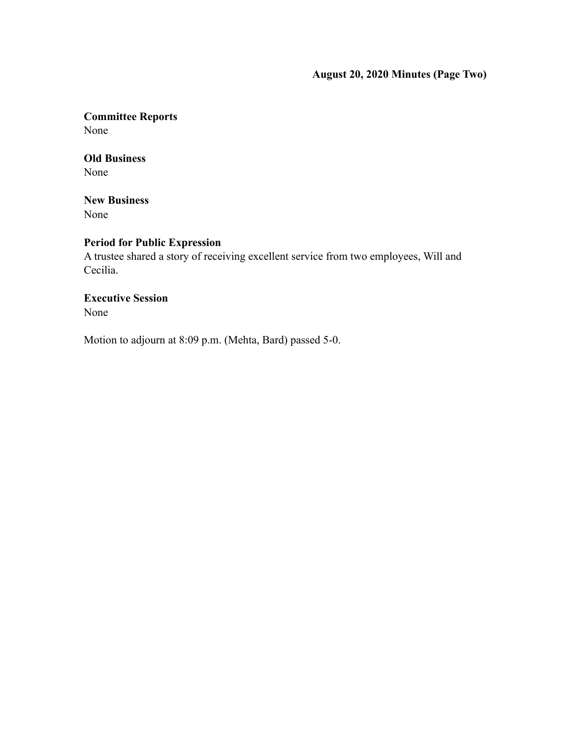**Committee Reports**
None

**Old Business**
None

**New Business**
None

**Period for Public Expression**
A trustee shared a story of receiving excellent service from two employees, Will and Cecilia.

**Executive Session**
None

Motion to adjourn at 8:09 p.m. (Mehta, Bard) passed 5-0.